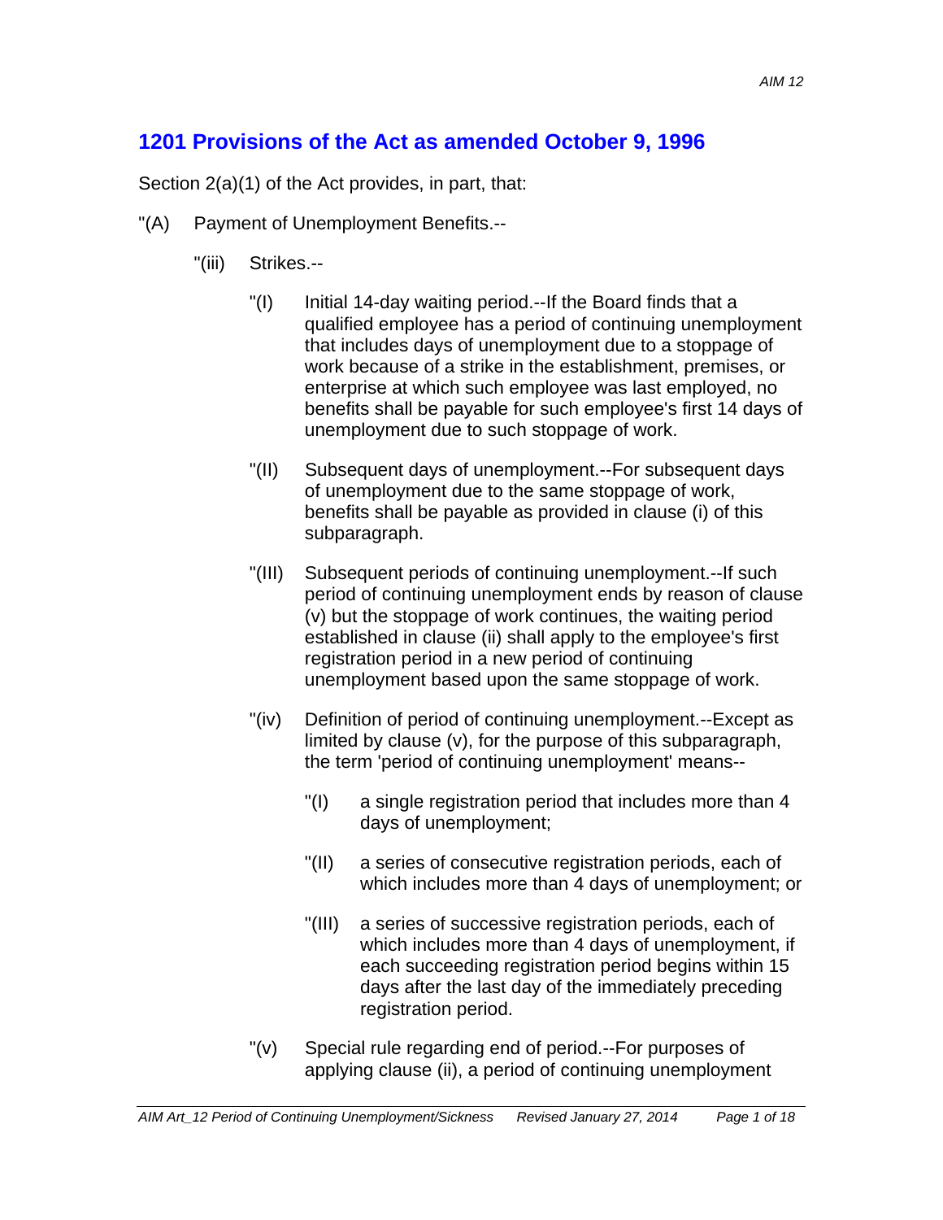## 1201 Provisions of the Act as amended October 9, 1996

Section 2(a)(1) of the Act provides, in part, that:

"(A) Payment of Unemployment Benefits.--

"(iii) Strikes.--

"(I) Initial 14-day waiting period.--If the Board finds that a qualified employee has a period of continuing unemployment that includes days of unemployment due to a stoppage of work because of a strike in the establishment, premises, or enterprise at which such employee was last employed, no benefits shall be payable for such employee's first 14 days of unemployment due to such stoppage of work.

"(II) Subsequent days of unemployment.--For subsequent days of unemployment due to the same stoppage of work, benefits shall be payable as provided in clause (i) of this subparagraph.

"(III) Subsequent periods of continuing unemployment.--If such period of continuing unemployment ends by reason of clause (v) but the stoppage of work continues, the waiting period established in clause (ii) shall apply to the employee's first registration period in a new period of continuing unemployment based upon the same stoppage of work.

"(iv) Definition of period of continuing unemployment.--Except as limited by clause (v), for the purpose of this subparagraph, the term 'period of continuing unemployment' means--

"(I) a single registration period that includes more than 4 days of unemployment;

"(II) a series of consecutive registration periods, each of which includes more than 4 days of unemployment; or

"(III) a series of successive registration periods, each of which includes more than 4 days of unemployment, if each succeeding registration period begins within 15 days after the last day of the immediately preceding registration period.

"(v) Special rule regarding end of period.--For purposes of applying clause (ii), a period of continuing unemployment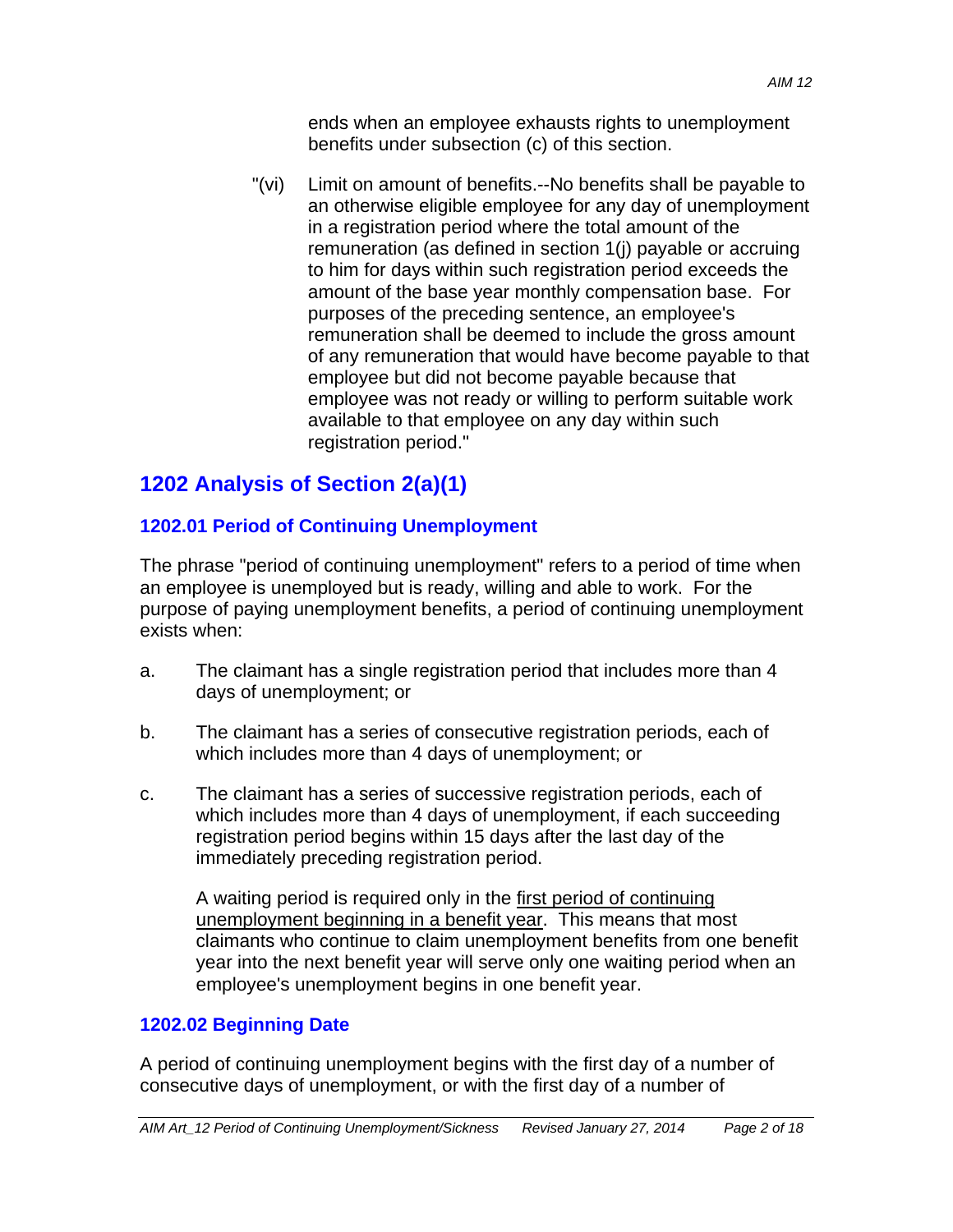ends when an employee exhausts rights to unemployment benefits under subsection (c) of this section.

"(vi) Limit on amount of benefits.--No benefits shall be payable to an otherwise eligible employee for any day of unemployment in a registration period where the total amount of the remuneration (as defined in section 1(j) payable or accruing to him for days within such registration period exceeds the amount of the base year monthly compensation base. For purposes of the preceding sentence, an employee's remuneration shall be deemed to include the gross amount of any remuneration that would have become payable to that employee but did not become payable because that employee was not ready or willing to perform suitable work available to that employee on any day within such registration period."

## 1202 Analysis of Section 2(a)(1)

### 1202.01 Period of Continuing Unemployment

The phrase "period of continuing unemployment" refers to a period of time when an employee is unemployed but is ready, willing and able to work. For the purpose of paying unemployment benefits, a period of continuing unemployment exists when:

a. The claimant has a single registration period that includes more than 4 days of unemployment; or

b. The claimant has a series of consecutive registration periods, each of which includes more than 4 days of unemployment; or

c. The claimant has a series of successive registration periods, each of which includes more than 4 days of unemployment, if each succeeding registration period begins within 15 days after the last day of the immediately preceding registration period.

   A waiting period is required only in the first period of continuing unemployment beginning in a benefit year. This means that most claimants who continue to claim unemployment benefits from one benefit year into the next benefit year will serve only one waiting period when an employee's unemployment begins in one benefit year.

### 1202.02 Beginning Date

A period of continuing unemployment begins with the first day of a number of consecutive days of unemployment, or with the first day of a number of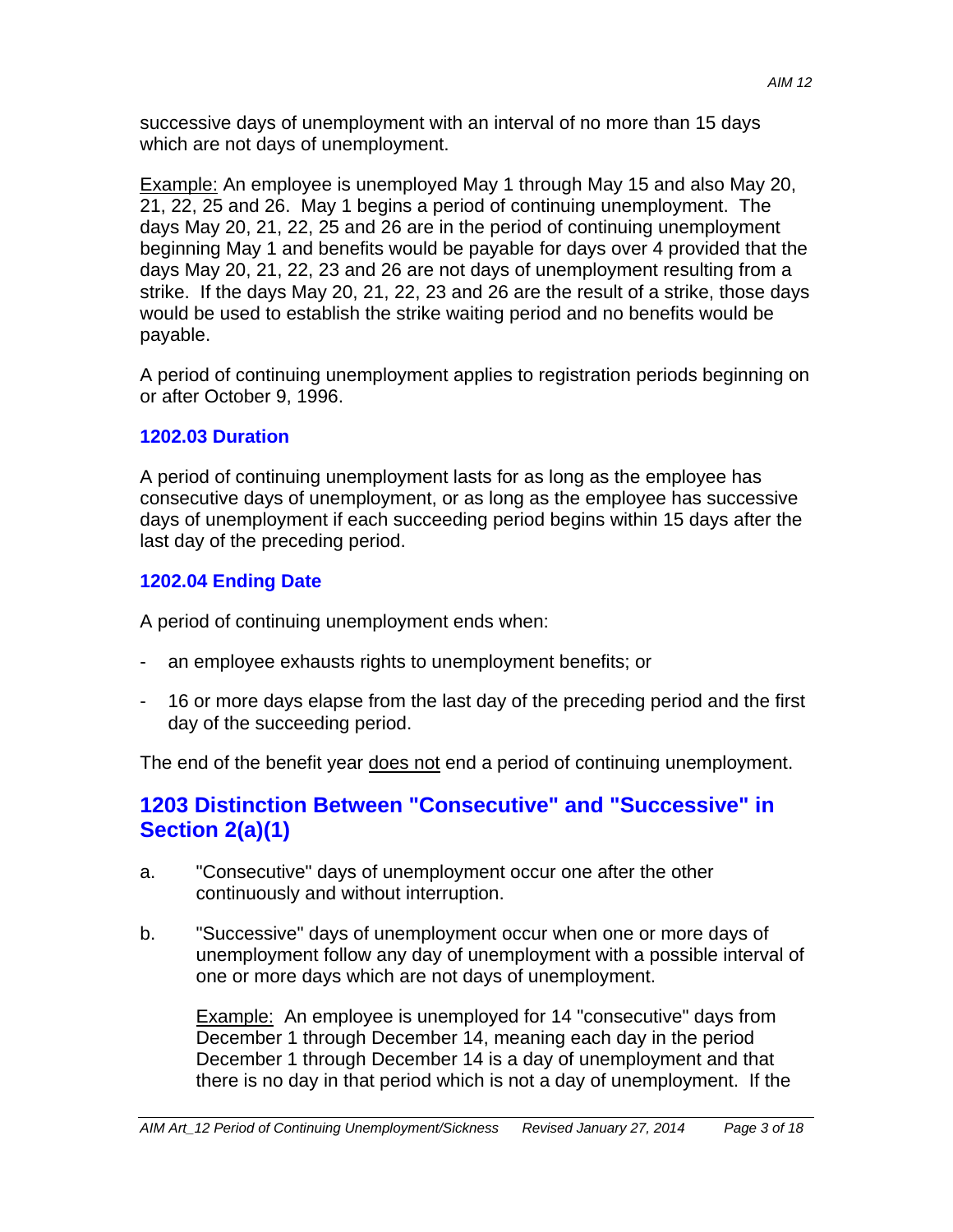successive days of unemployment with an interval of no more than 15 days which are not days of unemployment.

Example: An employee is unemployed May 1 through May 15 and also May 20, 21, 22, 25 and 26. May 1 begins a period of continuing unemployment. The days May 20, 21, 22, 25 and 26 are in the period of continuing unemployment beginning May 1 and benefits would be payable for days over 4 provided that the days May 20, 21, 22, 23 and 26 are not days of unemployment resulting from a strike. If the days May 20, 21, 22, 23 and 26 are the result of a strike, those days would be used to establish the strike waiting period and no benefits would be payable.

A period of continuing unemployment applies to registration periods beginning on or after October 9, 1996.

### 1202.03 Duration

A period of continuing unemployment lasts for as long as the employee has consecutive days of unemployment, or as long as the employee has successive days of unemployment if each succeeding period begins within 15 days after the last day of the preceding period.

### 1202.04 Ending Date

A period of continuing unemployment ends when:

- an employee exhausts rights to unemployment benefits; or
- 16 or more days elapse from the last day of the preceding period and the first day of the succeeding period.

The end of the benefit year does not end a period of continuing unemployment.

## 1203 Distinction Between "Consecutive" and "Successive" in Section 2(a)(1)

a. "Consecutive" days of unemployment occur one after the other continuously and without interruption.

b. "Successive" days of unemployment occur when one or more days of unemployment follow any day of unemployment with a possible interval of one or more days which are not days of unemployment.

   Example: An employee is unemployed for 14 "consecutive" days from December 1 through December 14, meaning each day in the period December 1 through December 14 is a day of unemployment and that there is no day in that period which is not a day of unemployment. If the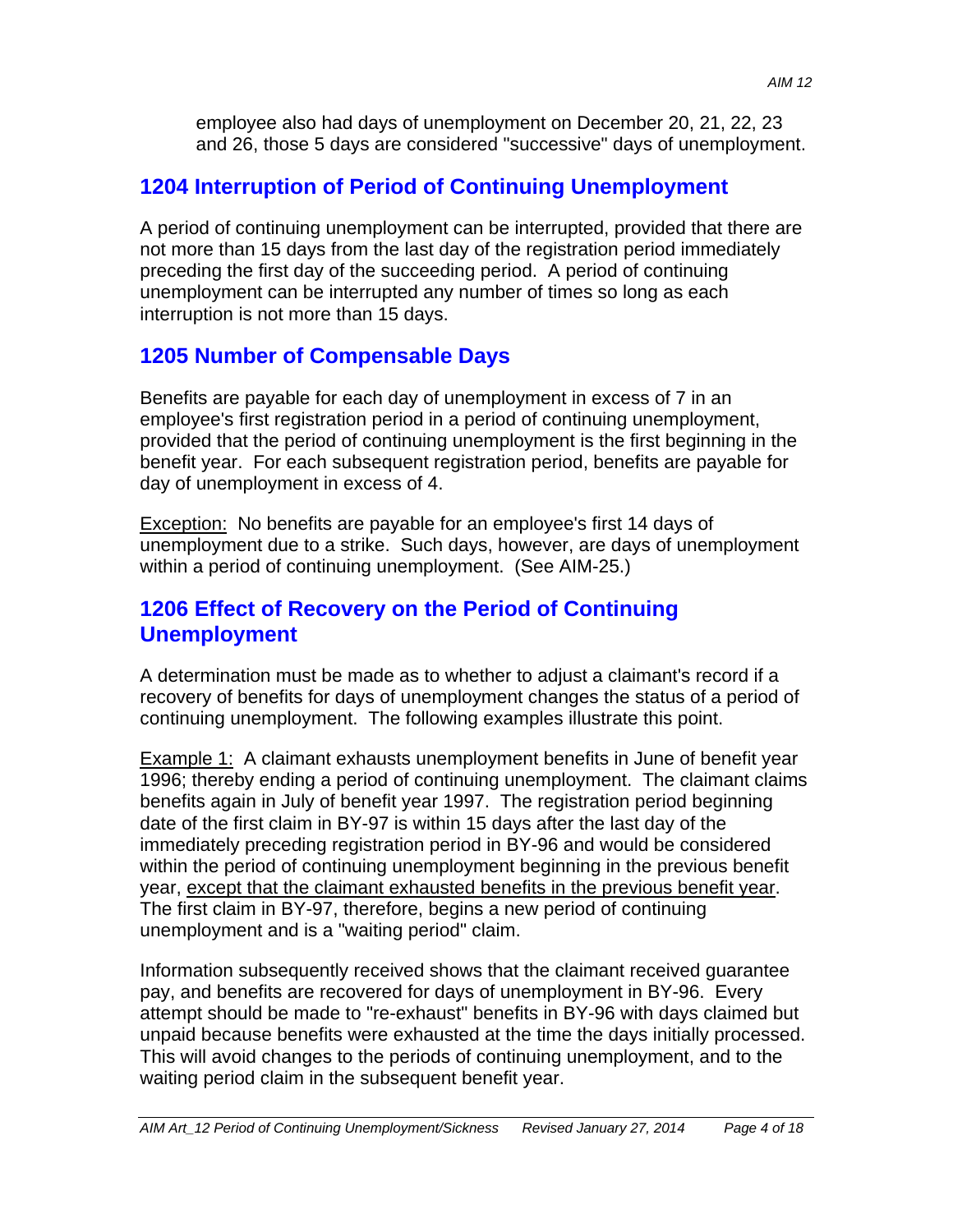employee also had days of unemployment on December 20, 21, 22, 23 and 26, those 5 days are considered "successive" days of unemployment.

## 1204 Interruption of Period of Continuing Unemployment

A period of continuing unemployment can be interrupted, provided that there are not more than 15 days from the last day of the registration period immediately preceding the first day of the succeeding period. A period of continuing unemployment can be interrupted any number of times so long as each interruption is not more than 15 days.

## 1205 Number of Compensable Days

Benefits are payable for each day of unemployment in excess of 7 in an employee's first registration period in a period of continuing unemployment, provided that the period of continuing unemployment is the first beginning in the benefit year. For each subsequent registration period, benefits are payable for day of unemployment in excess of 4.

<u>Exception:</u> No benefits are payable for an employee's first 14 days of unemployment due to a strike. Such days, however, are days of unemployment within a period of continuing unemployment. (See AIM-25.)

## 1206 Effect of Recovery on the Period of Continuing Unemployment

A determination must be made as to whether to adjust a claimant's record if a recovery of benefits for days of unemployment changes the status of a period of continuing unemployment. The following examples illustrate this point.

<u>Example 1:</u> A claimant exhausts unemployment benefits in June of benefit year 1996; thereby ending a period of continuing unemployment. The claimant claims benefits again in July of benefit year 1997. The registration period beginning date of the first claim in BY-97 is within 15 days after the last day of the immediately preceding registration period in BY-96 and would be considered within the period of continuing unemployment beginning in the previous benefit year, <u>except that the claimant exhausted benefits in the previous benefit year</u>. The first claim in BY-97, therefore, begins a new period of continuing unemployment and is a "waiting period" claim.

Information subsequently received shows that the claimant received guarantee pay, and benefits are recovered for days of unemployment in BY-96. Every attempt should be made to "re-exhaust" benefits in BY-96 with days claimed but unpaid because benefits were exhausted at the time the days initially processed. This will avoid changes to the periods of continuing unemployment, and to the waiting period claim in the subsequent benefit year.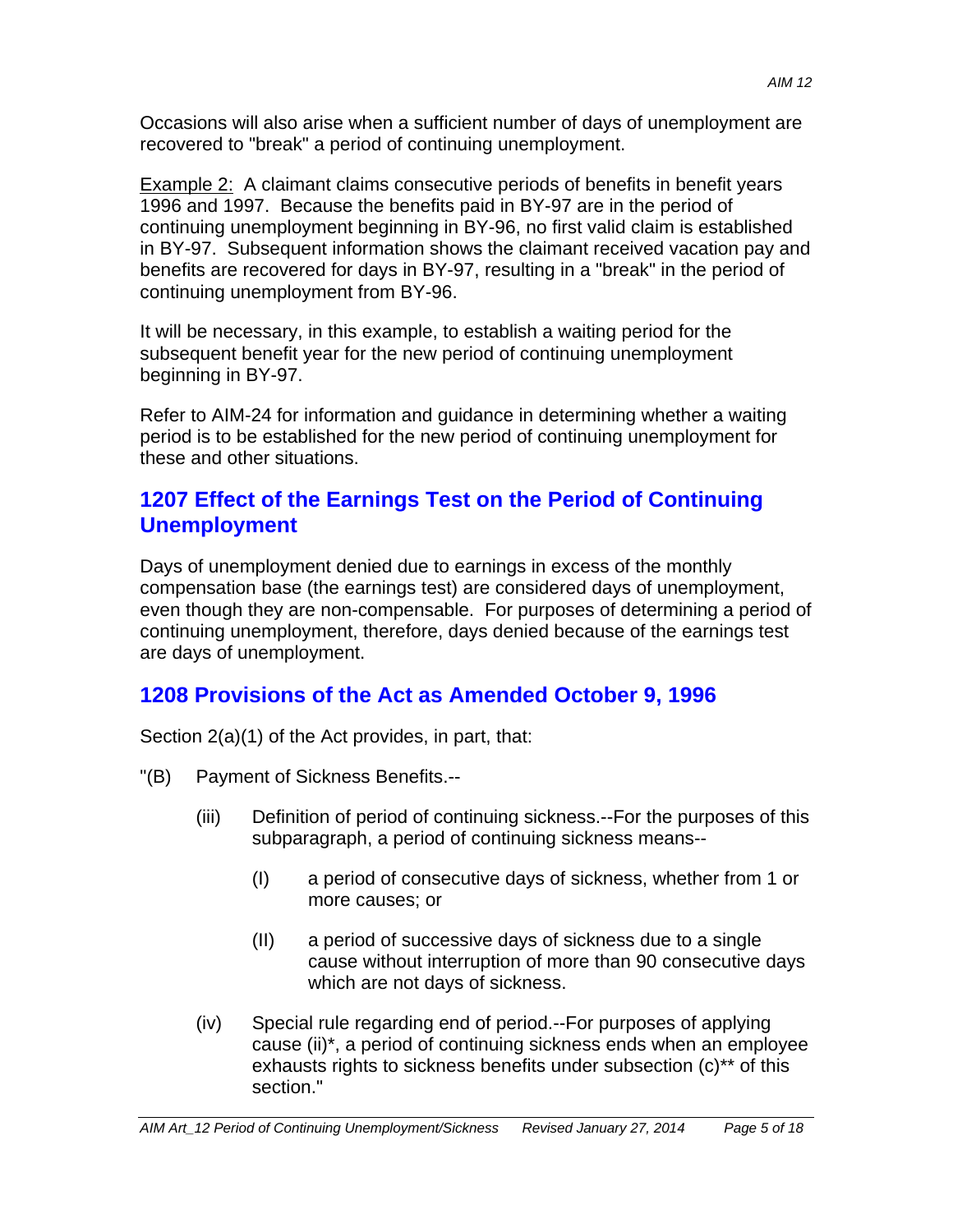Occasions will also arise when a sufficient number of days of unemployment are recovered to "break" a period of continuing unemployment.

<u>Example 2:</u> A claimant claims consecutive periods of benefits in benefit years 1996 and 1997. Because the benefits paid in BY-97 are in the period of continuing unemployment beginning in BY-96, no first valid claim is established in BY-97. Subsequent information shows the claimant received vacation pay and benefits are recovered for days in BY-97, resulting in a "break" in the period of continuing unemployment from BY-96.

It will be necessary, in this example, to establish a waiting period for the subsequent benefit year for the new period of continuing unemployment beginning in BY-97.

Refer to AIM-24 for information and guidance in determining whether a waiting period is to be established for the new period of continuing unemployment for these and other situations.

## 1207 Effect of the Earnings Test on the Period of Continuing Unemployment

Days of unemployment denied due to earnings in excess of the monthly compensation base (the earnings test) are considered days of unemployment, even though they are non-compensable. For purposes of determining a period of continuing unemployment, therefore, days denied because of the earnings test are days of unemployment.

## 1208 Provisions of the Act as Amended October 9, 1996

Section 2(a)(1) of the Act provides, in part, that:

"(B) Payment of Sickness Benefits.--

(iii) Definition of period of continuing sickness.--For the purposes of this subparagraph, a period of continuing sickness means--

(I) a period of consecutive days of sickness, whether from 1 or more causes; or

(II) a period of successive days of sickness due to a single cause without interruption of more than 90 consecutive days which are not days of sickness.

(iv) Special rule regarding end of period.--For purposes of applying cause (ii)*, a period of continuing sickness ends when an employee exhausts rights to sickness benefits under subsection (c)** of this section."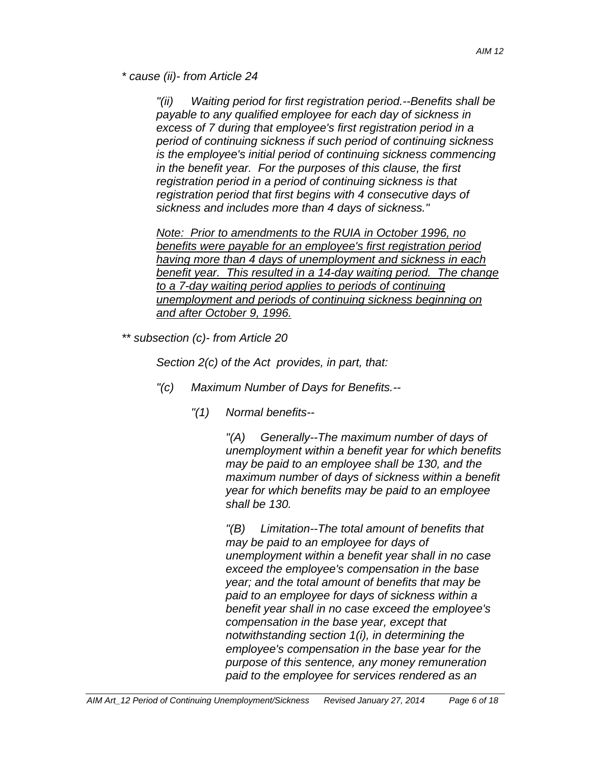*\* cause (ii)- from Article 24*

> *"(ii) Waiting period for first registration period.--Benefits shall be payable to any qualified employee for each day of sickness in excess of 7 during that employee's first registration period in a period of continuing sickness if such period of continuing sickness is the employee's initial period of continuing sickness commencing in the benefit year. For the purposes of this clause, the first registration period in a period of continuing sickness is that registration period that first begins with 4 consecutive days of sickness and includes more than 4 days of sickness."*
>
> *<u>Note: Prior to amendments to the RUIA in October 1996, no benefits were payable for an employee's first registration period having more than 4 days of unemployment and sickness in each benefit year. This resulted in a 14-day waiting period. The change to a 7-day waiting period applies to periods of continuing unemployment and periods of continuing sickness beginning on and after October 9, 1996.</u>*

*\*\* subsection (c)- from Article 20*

> *Section 2(c) of the Act provides, in part, that:*
>
> *"(c) Maximum Number of Days for Benefits.--*
>
> > *"(1) Normal benefits--*
> >
> > > *"(A) Generally--The maximum number of days of unemployment within a benefit year for which benefits may be paid to an employee shall be 130, and the maximum number of days of sickness within a benefit year for which benefits may be paid to an employee shall be 130.*
> > >
> > > *"(B) Limitation--The total amount of benefits that may be paid to an employee for days of unemployment within a benefit year shall in no case exceed the employee's compensation in the base year; and the total amount of benefits that may be paid to an employee for days of sickness within a benefit year shall in no case exceed the employee's compensation in the base year, except that notwithstanding section 1(i), in determining the employee's compensation in the base year for the purpose of this sentence, any money remuneration paid to the employee for services rendered as an*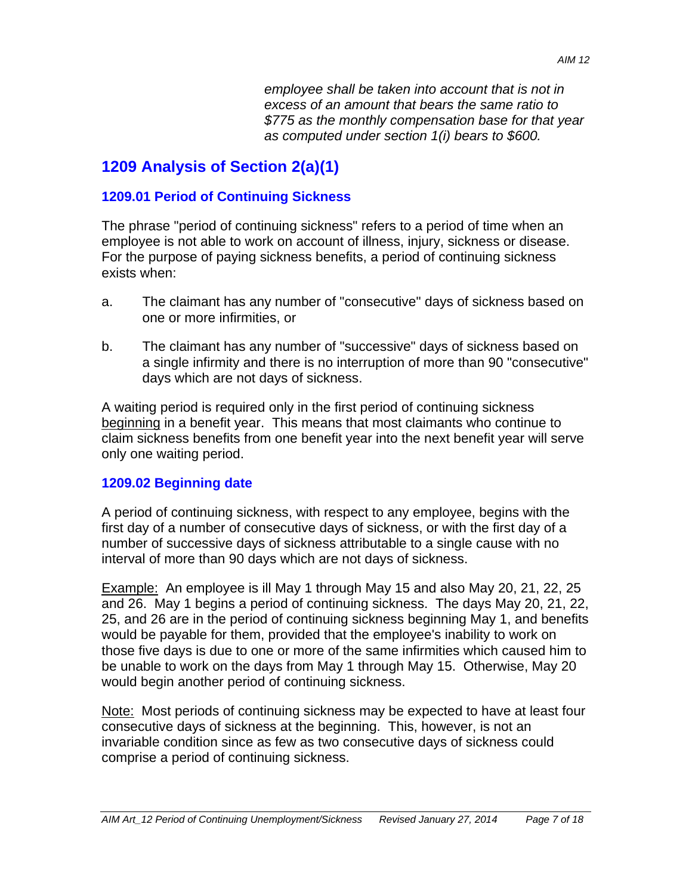*employee shall be taken into account that is not in excess of an amount that bears the same ratio to $775 as the monthly compensation base for that year as computed under section 1(i) bears to $600.*

## 1209 Analysis of Section 2(a)(1)

### 1209.01 Period of Continuing Sickness

The phrase "period of continuing sickness" refers to a period of time when an employee is not able to work on account of illness, injury, sickness or disease. For the purpose of paying sickness benefits, a period of continuing sickness exists when:

a. The claimant has any number of "consecutive" days of sickness based on one or more infirmities, or

b. The claimant has any number of "successive" days of sickness based on a single infirmity and there is no interruption of more than 90 "consecutive" days which are not days of sickness.

A waiting period is required only in the first period of continuing sickness <u>beginning</u> in a benefit year. This means that most claimants who continue to claim sickness benefits from one benefit year into the next benefit year will serve only one waiting period.

### 1209.02 Beginning date

A period of continuing sickness, with respect to any employee, begins with the first day of a number of consecutive days of sickness, or with the first day of a number of successive days of sickness attributable to a single cause with no interval of more than 90 days which are not days of sickness.

<u>Example:</u> An employee is ill May 1 through May 15 and also May 20, 21, 22, 25 and 26. May 1 begins a period of continuing sickness. The days May 20, 21, 22, 25, and 26 are in the period of continuing sickness beginning May 1, and benefits would be payable for them, provided that the employee's inability to work on those five days is due to one or more of the same infirmities which caused him to be unable to work on the days from May 1 through May 15. Otherwise, May 20 would begin another period of continuing sickness.

<u>Note:</u> Most periods of continuing sickness may be expected to have at least four consecutive days of sickness at the beginning. This, however, is not an invariable condition since as few as two consecutive days of sickness could comprise a period of continuing sickness.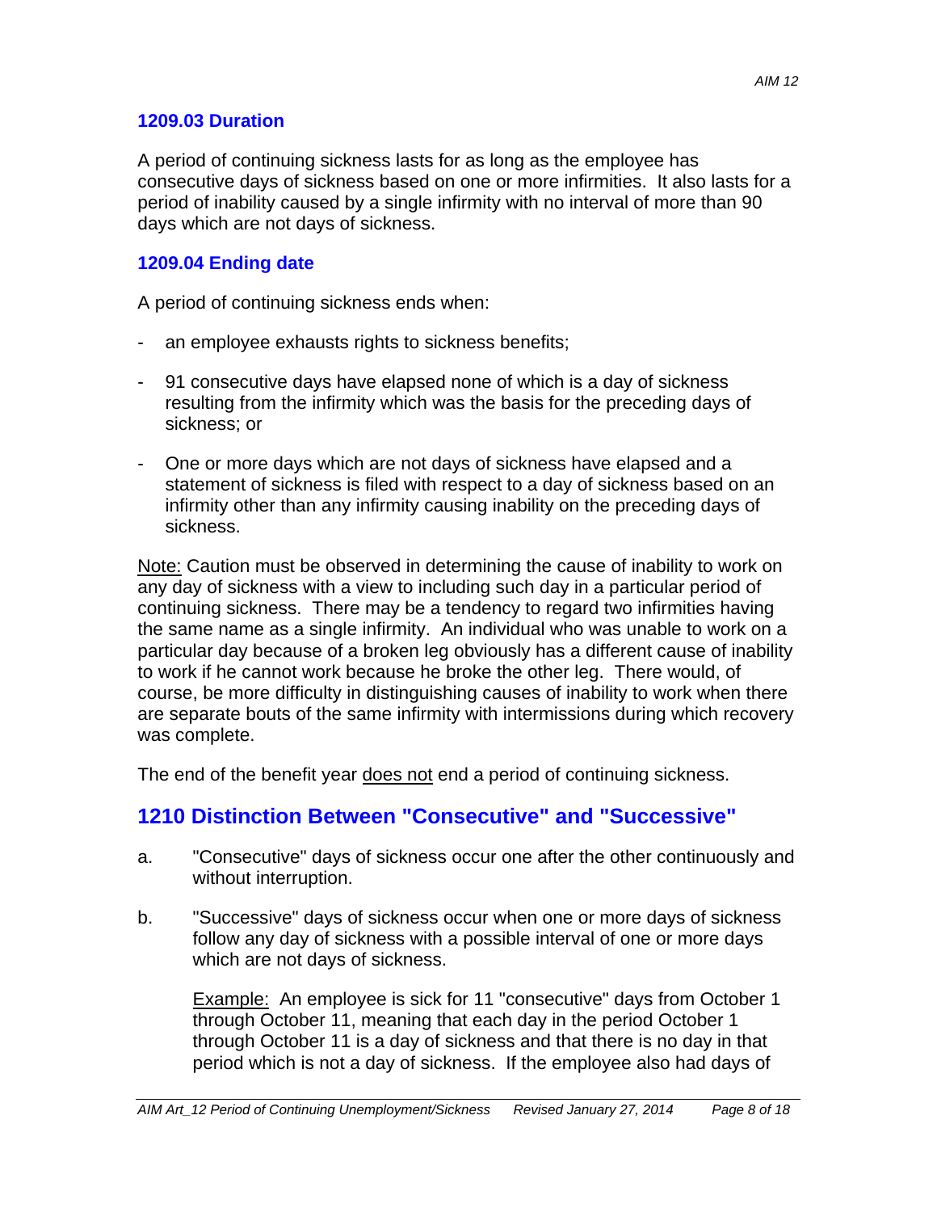### 1209.03 Duration

A period of continuing sickness lasts for as long as the employee has consecutive days of sickness based on one or more infirmities. It also lasts for a period of inability caused by a single infirmity with no interval of more than 90 days which are not days of sickness.

### 1209.04 Ending date

A period of continuing sickness ends when:

- an employee exhausts rights to sickness benefits;
- 91 consecutive days have elapsed none of which is a day of sickness resulting from the infirmity which was the basis for the preceding days of sickness; or
- One or more days which are not days of sickness have elapsed and a statement of sickness is filed with respect to a day of sickness based on an infirmity other than any infirmity causing inability on the preceding days of sickness.

Note: Caution must be observed in determining the cause of inability to work on any day of sickness with a view to including such day in a particular period of continuing sickness. There may be a tendency to regard two infirmities having the same name as a single infirmity. An individual who was unable to work on a particular day because of a broken leg obviously has a different cause of inability to work if he cannot work because he broke the other leg. There would, of course, be more difficulty in distinguishing causes of inability to work when there are separate bouts of the same infirmity with intermissions during which recovery was complete.

The end of the benefit year does not end a period of continuing sickness.

## 1210 Distinction Between "Consecutive" and "Successive"

a. "Consecutive" days of sickness occur one after the other continuously and without interruption.

b. "Successive" days of sickness occur when one or more days of sickness follow any day of sickness with a possible interval of one or more days which are not days of sickness.

   Example: An employee is sick for 11 "consecutive" days from October 1 through October 11, meaning that each day in the period October 1 through October 11 is a day of sickness and that there is no day in that period which is not a day of sickness. If the employee also had days of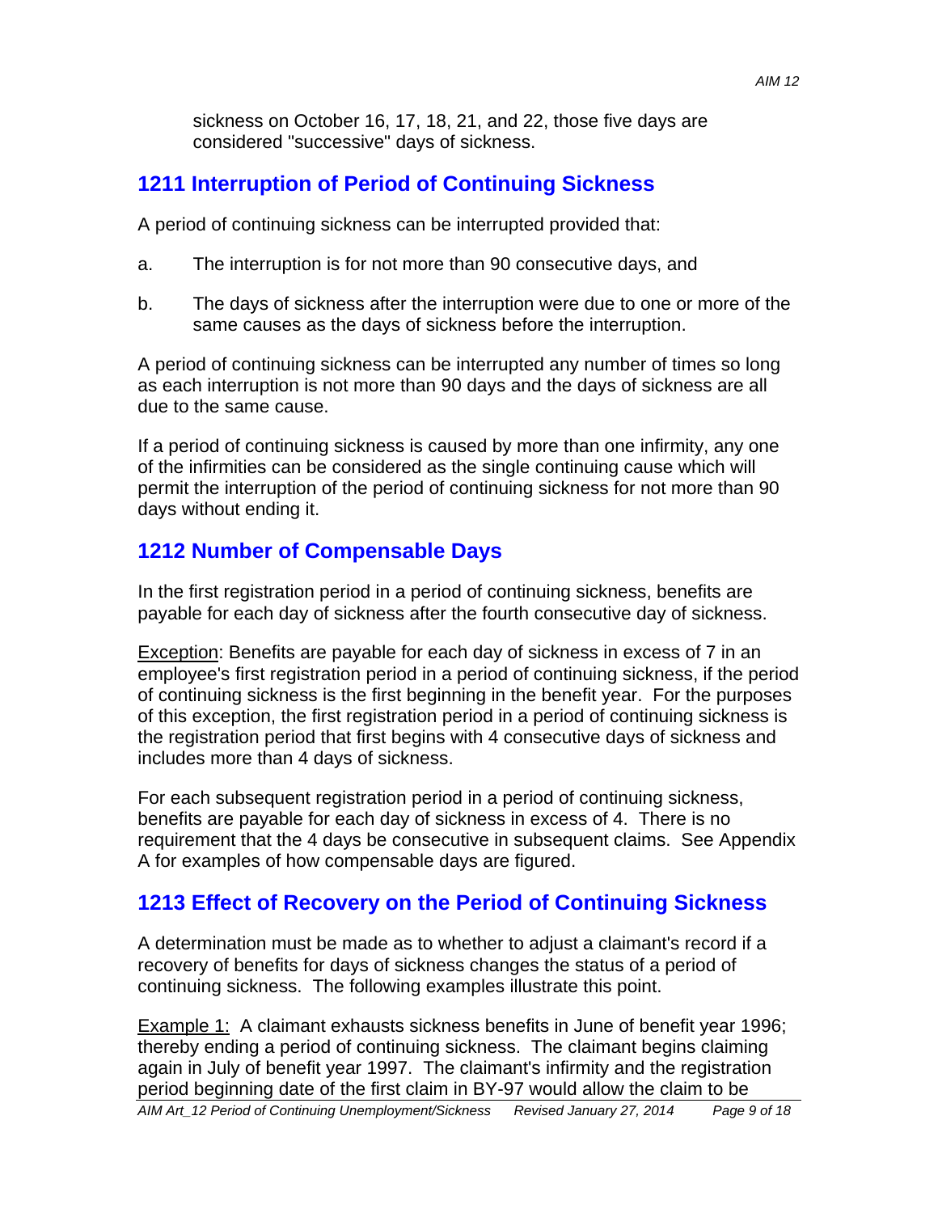sickness on October 16, 17, 18, 21, and 22, those five days are considered "successive" days of sickness.

## 1211 Interruption of Period of Continuing Sickness

A period of continuing sickness can be interrupted provided that:

a. The interruption is for not more than 90 consecutive days, and

b. The days of sickness after the interruption were due to one or more of the same causes as the days of sickness before the interruption.

A period of continuing sickness can be interrupted any number of times so long as each interruption is not more than 90 days and the days of sickness are all due to the same cause.

If a period of continuing sickness is caused by more than one infirmity, any one of the infirmities can be considered as the single continuing cause which will permit the interruption of the period of continuing sickness for not more than 90 days without ending it.

## 1212 Number of Compensable Days

In the first registration period in a period of continuing sickness, benefits are payable for each day of sickness after the fourth consecutive day of sickness.

<u>Exception</u>: Benefits are payable for each day of sickness in excess of 7 in an employee's first registration period in a period of continuing sickness, if the period of continuing sickness is the first beginning in the benefit year. For the purposes of this exception, the first registration period in a period of continuing sickness is the registration period that first begins with 4 consecutive days of sickness and includes more than 4 days of sickness.

For each subsequent registration period in a period of continuing sickness, benefits are payable for each day of sickness in excess of 4. There is no requirement that the 4 days be consecutive in subsequent claims. See Appendix A for examples of how compensable days are figured.

## 1213 Effect of Recovery on the Period of Continuing Sickness

A determination must be made as to whether to adjust a claimant's record if a recovery of benefits for days of sickness changes the status of a period of continuing sickness. The following examples illustrate this point.

<u>Example 1:</u> A claimant exhausts sickness benefits in June of benefit year 1996; thereby ending a period of continuing sickness. The claimant begins claiming again in July of benefit year 1997. The claimant's infirmity and the registration period beginning date of the first claim in BY-97 would allow the claim to be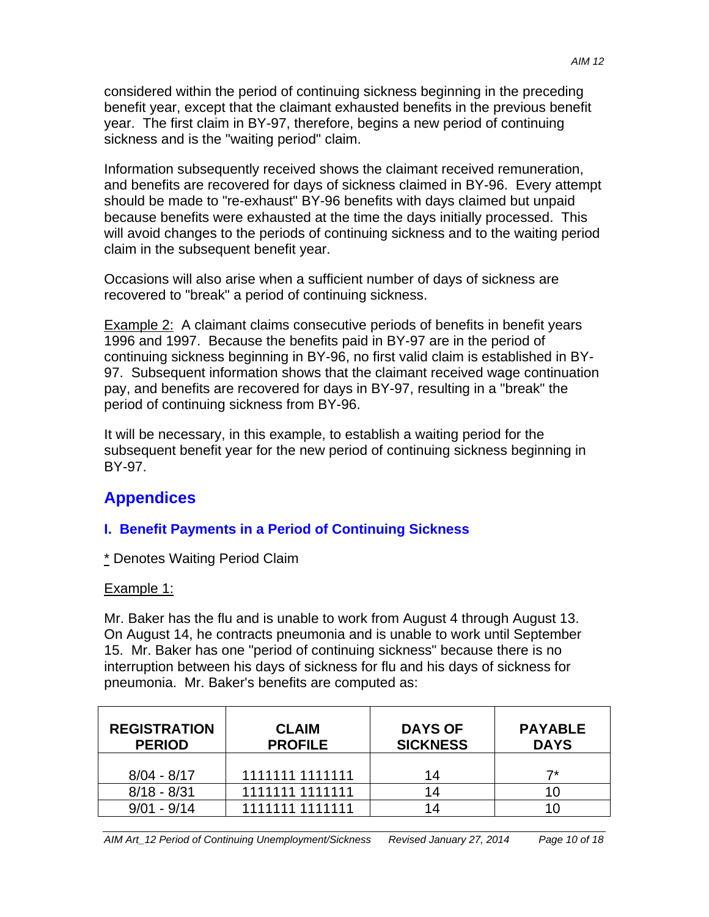considered within the period of continuing sickness beginning in the preceding benefit year, except that the claimant exhausted benefits in the previous benefit year. The first claim in BY-97, therefore, begins a new period of continuing sickness and is the "waiting period" claim.

Information subsequently received shows the claimant received remuneration, and benefits are recovered for days of sickness claimed in BY-96. Every attempt should be made to "re-exhaust" BY-96 benefits with days claimed but unpaid because benefits were exhausted at the time the days initially processed. This will avoid changes to the periods of continuing sickness and to the waiting period claim in the subsequent benefit year.

Occasions will also arise when a sufficient number of days of sickness are recovered to "break" a period of continuing sickness.

Example 2: A claimant claims consecutive periods of benefits in benefit years 1996 and 1997. Because the benefits paid in BY-97 are in the period of continuing sickness beginning in BY-96, no first valid claim is established in BY-97. Subsequent information shows that the claimant received wage continuation pay, and benefits are recovered for days in BY-97, resulting in a "break" the period of continuing sickness from BY-96.

It will be necessary, in this example, to establish a waiting period for the subsequent benefit year for the new period of continuing sickness beginning in BY-97.

## Appendices

### I. Benefit Payments in a Period of Continuing Sickness

\* Denotes Waiting Period Claim

Example 1:

Mr. Baker has the flu and is unable to work from August 4 through August 13. On August 14, he contracts pneumonia and is unable to work until September 15. Mr. Baker has one "period of continuing sickness" because there is no interruption between his days of sickness for flu and his days of sickness for pneumonia. Mr. Baker's benefits are computed as:

| REGISTRATION PERIOD | CLAIM PROFILE | DAYS OF SICKNESS | PAYABLE DAYS |
|---|---|---|---|
| 8/04 - 8/17 | 1111111 1111111 | 14 | 7* |
| 8/18 - 8/31 | 1111111 1111111 | 14 | 10 |
| 9/01 - 9/14 | 1111111 1111111 | 14 | 10 |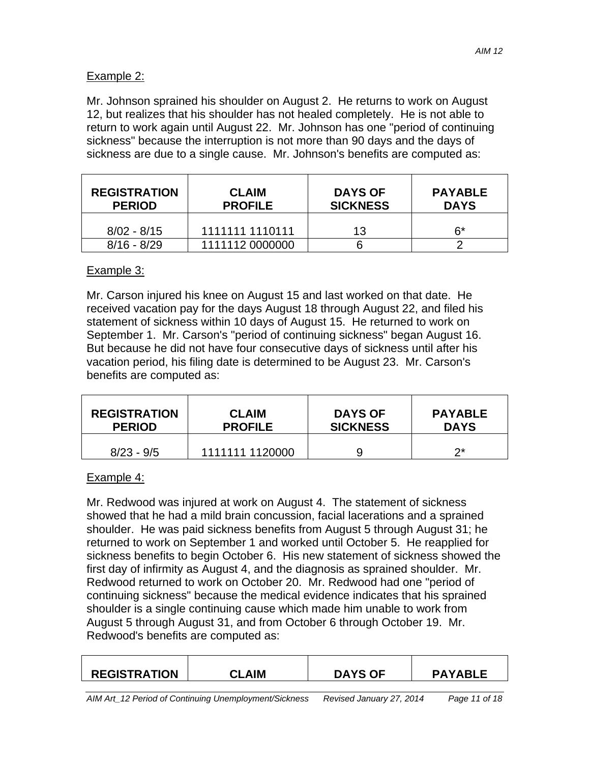Example 2:

Mr. Johnson sprained his shoulder on August 2. He returns to work on August 12, but realizes that his shoulder has not healed completely. He is not able to return to work again until August 22. Mr. Johnson has one "period of continuing sickness" because the interruption is not more than 90 days and the days of sickness are due to a single cause. Mr. Johnson's benefits are computed as:

| REGISTRATION PERIOD | CLAIM PROFILE | DAYS OF SICKNESS | PAYABLE DAYS |
|---|---|---|---|
| 8/02 - 8/15 | 1111111 1110111 | 13 | 6* |
| 8/16 - 8/29 | 1111112 0000000 | 6 | 2 |

Example 3:

Mr. Carson injured his knee on August 15 and last worked on that date. He received vacation pay for the days August 18 through August 22, and filed his statement of sickness within 10 days of August 15. He returned to work on September 1. Mr. Carson's "period of continuing sickness" began August 16. But because he did not have four consecutive days of sickness until after his vacation period, his filing date is determined to be August 23. Mr. Carson's benefits are computed as:

| REGISTRATION PERIOD | CLAIM PROFILE | DAYS OF SICKNESS | PAYABLE DAYS |
|---|---|---|---|
| 8/23 - 9/5 | 1111111 1120000 | 9 | 2* |

Example 4:

Mr. Redwood was injured at work on August 4. The statement of sickness showed that he had a mild brain concussion, facial lacerations and a sprained shoulder. He was paid sickness benefits from August 5 through August 31; he returned to work on September 1 and worked until October 5. He reapplied for sickness benefits to begin October 6. His new statement of sickness showed the first day of infirmity as August 4, and the diagnosis as sprained shoulder. Mr. Redwood returned to work on October 20. Mr. Redwood had one "period of continuing sickness" because the medical evidence indicates that his sprained shoulder is a single continuing cause which made him unable to work from August 5 through August 31, and from October 6 through October 19. Mr. Redwood's benefits are computed as:

| REGISTRATION | CLAIM | DAYS OF | PAYABLE |
|---|---|---|---|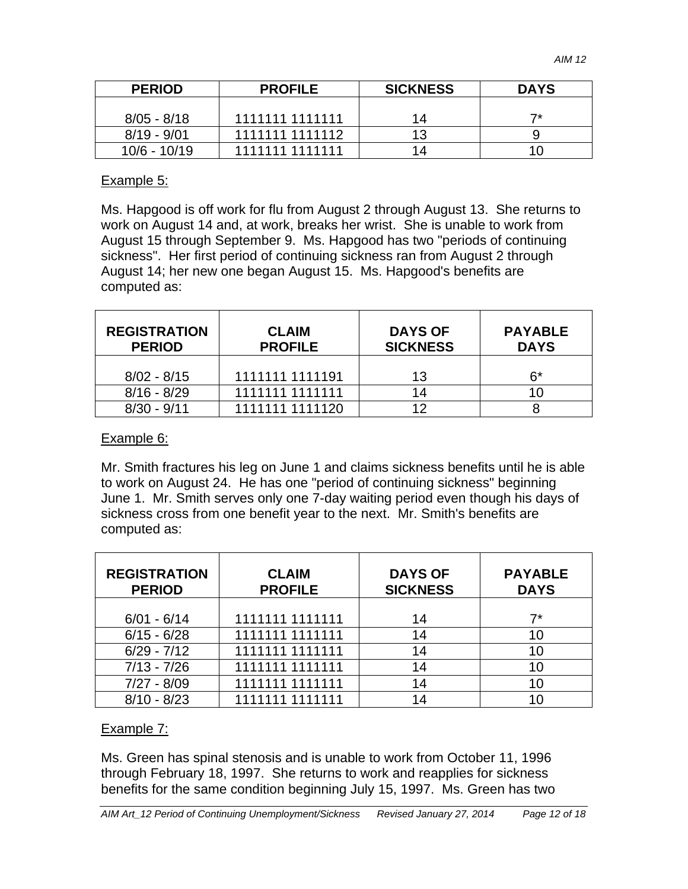| PERIOD | PROFILE | SICKNESS | DAYS |
|---|---|---|---|
| 8/05 - 8/18 | 1111111 1111111 | 14 | 7* |
| 8/19 - 9/01 | 1111111 1111112 | 13 | 9 |
| 10/6 - 10/19 | 1111111 1111111 | 14 | 10 |

Example 5:

Ms. Hapgood is off work for flu from August 2 through August 13. She returns to work on August 14 and, at work, breaks her wrist. She is unable to work from August 15 through September 9. Ms. Hapgood has two "periods of continuing sickness". Her first period of continuing sickness ran from August 2 through August 14; her new one began August 15. Ms. Hapgood's benefits are computed as:

| REGISTRATION PERIOD | CLAIM PROFILE | DAYS OF SICKNESS | PAYABLE DAYS |
|---|---|---|---|
| 8/02 - 8/15 | 1111111 1111191 | 13 | 6* |
| 8/16 - 8/29 | 1111111 1111111 | 14 | 10 |
| 8/30 - 9/11 | 1111111 1111120 | 12 | 8 |

Example 6:

Mr. Smith fractures his leg on June 1 and claims sickness benefits until he is able to work on August 24. He has one "period of continuing sickness" beginning June 1. Mr. Smith serves only one 7-day waiting period even though his days of sickness cross from one benefit year to the next. Mr. Smith's benefits are computed as:

| REGISTRATION PERIOD | CLAIM PROFILE | DAYS OF SICKNESS | PAYABLE DAYS |
|---|---|---|---|
| 6/01 - 6/14 | 1111111 1111111 | 14 | 7* |
| 6/15 - 6/28 | 1111111 1111111 | 14 | 10 |
| 6/29 - 7/12 | 1111111 1111111 | 14 | 10 |
| 7/13 - 7/26 | 1111111 1111111 | 14 | 10 |
| 7/27 - 8/09 | 1111111 1111111 | 14 | 10 |
| 8/10 - 8/23 | 1111111 1111111 | 14 | 10 |

Example 7:

Ms. Green has spinal stenosis and is unable to work from October 11, 1996 through February 18, 1997. She returns to work and reapplies for sickness benefits for the same condition beginning July 15, 1997. Ms. Green has two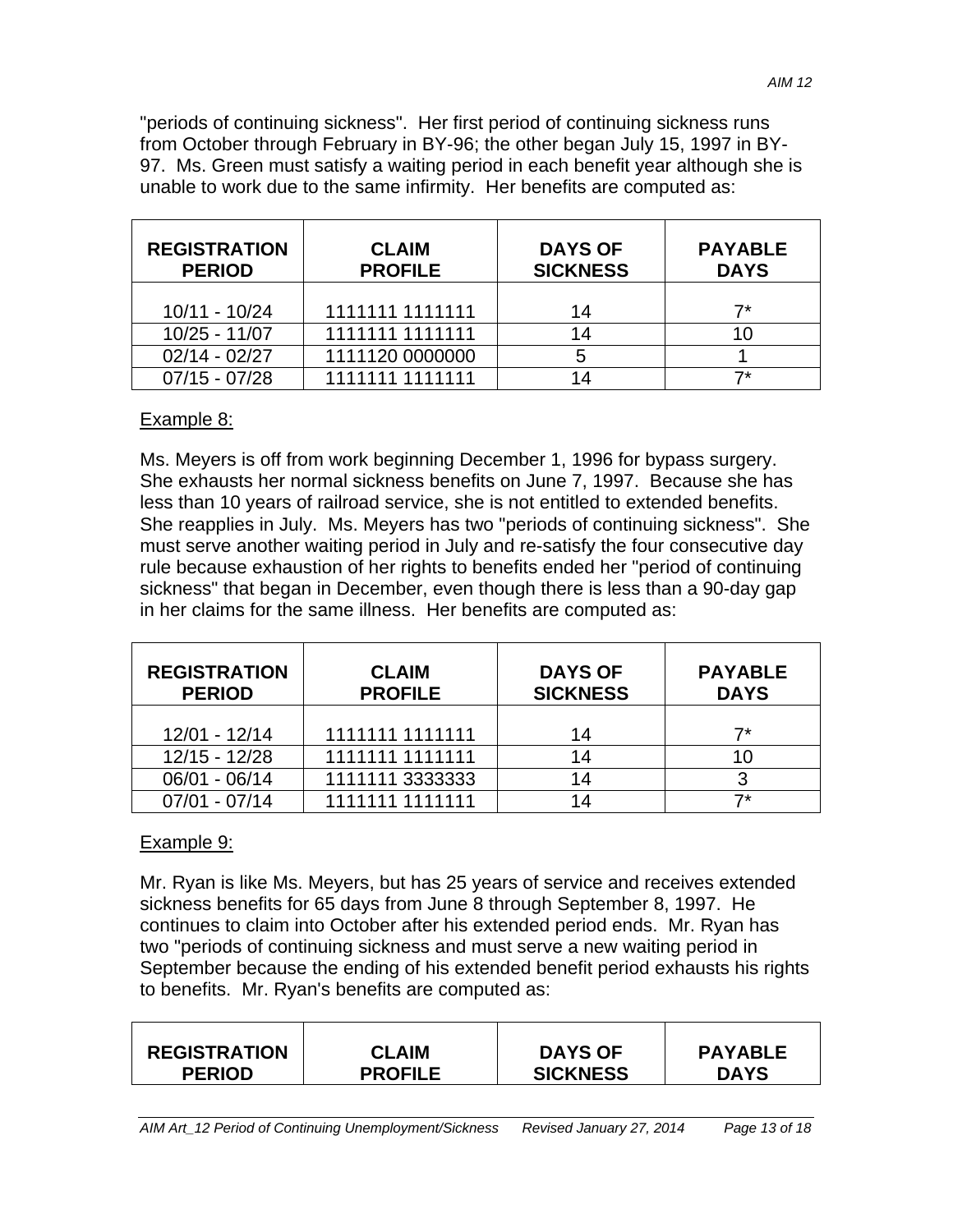"periods of continuing sickness". Her first period of continuing sickness runs from October through February in BY-96; the other began July 15, 1997 in BY-97. Ms. Green must satisfy a waiting period in each benefit year although she is unable to work due to the same infirmity. Her benefits are computed as:

| REGISTRATION PERIOD | CLAIM PROFILE | DAYS OF SICKNESS | PAYABLE DAYS |
|---|---|---|---|
| 10/11 - 10/24 | 1111111 1111111 | 14 | 7* |
| 10/25 - 11/07 | 1111111 1111111 | 14 | 10 |
| 02/14 - 02/27 | 1111120 0000000 | 5 | 1 |
| 07/15 - 07/28 | 1111111 1111111 | 14 | 7* |

Example 8:

Ms. Meyers is off from work beginning December 1, 1996 for bypass surgery. She exhausts her normal sickness benefits on June 7, 1997. Because she has less than 10 years of railroad service, she is not entitled to extended benefits. She reapplies in July. Ms. Meyers has two "periods of continuing sickness". She must serve another waiting period in July and re-satisfy the four consecutive day rule because exhaustion of her rights to benefits ended her "period of continuing sickness" that began in December, even though there is less than a 90-day gap in her claims for the same illness. Her benefits are computed as:

| REGISTRATION PERIOD | CLAIM PROFILE | DAYS OF SICKNESS | PAYABLE DAYS |
|---|---|---|---|
| 12/01 - 12/14 | 1111111 1111111 | 14 | 7* |
| 12/15 - 12/28 | 1111111 1111111 | 14 | 10 |
| 06/01 - 06/14 | 1111111 3333333 | 14 | 3 |
| 07/01 - 07/14 | 1111111 1111111 | 14 | 7* |

Example 9:

Mr. Ryan is like Ms. Meyers, but has 25 years of service and receives extended sickness benefits for 65 days from June 8 through September 8, 1997. He continues to claim into October after his extended period ends. Mr. Ryan has two "periods of continuing sickness and must serve a new waiting period in September because the ending of his extended benefit period exhausts his rights to benefits. Mr. Ryan's benefits are computed as:

| REGISTRATION PERIOD | CLAIM PROFILE | DAYS OF SICKNESS | PAYABLE DAYS |
|---|---|---|---|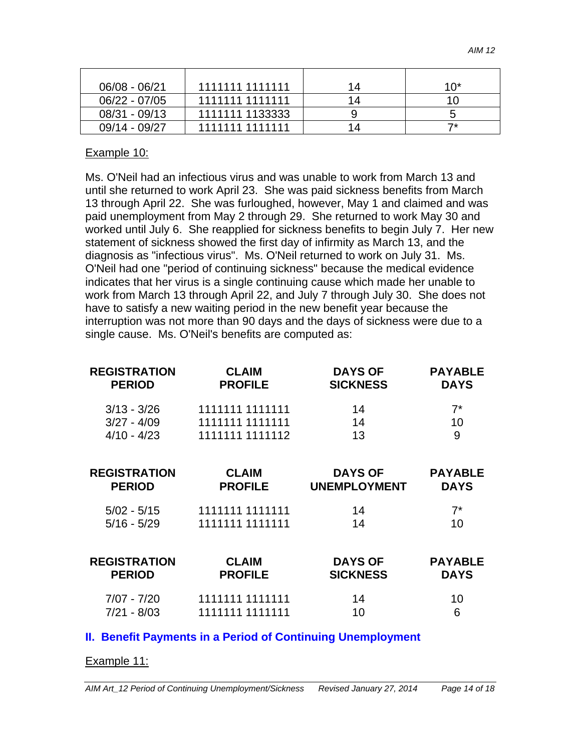| | | | |
|---|---|---|---|
| 06/08 - 06/21 | 1111111 1111111 | 14 | 10* |
| 06/22 - 07/05 | 1111111 1111111 | 14 | 10 |
| 08/31 - 09/13 | 1111111 1133333 | 9 | 5 |
| 09/14 - 09/27 | 1111111 1111111 | 14 | 7* |

Example 10:

Ms. O'Neil had an infectious virus and was unable to work from March 13 and until she returned to work April 23. She was paid sickness benefits from March 13 through April 22. She was furloughed, however, May 1 and claimed and was paid unemployment from May 2 through 29. She returned to work May 30 and worked until July 6. She reapplied for sickness benefits to begin July 7. Her new statement of sickness showed the first day of infirmity as March 13, and the diagnosis as "infectious virus". Ms. O'Neil returned to work on July 31. Ms. O'Neil had one "period of continuing sickness" because the medical evidence indicates that her virus is a single continuing cause which made her unable to work from March 13 through April 22, and July 7 through July 30. She does not have to satisfy a new waiting period in the new benefit year because the interruption was not more than 90 days and the days of sickness were due to a single cause. Ms. O'Neil's benefits are computed as:

| REGISTRATION PERIOD | CLAIM PROFILE | DAYS OF SICKNESS | PAYABLE DAYS |
|---|---|---|---|
| 3/13 - 3/26 | 1111111 1111111 | 14 | 7* |
| 3/27 - 4/09 | 1111111 1111111 | 14 | 10 |
| 4/10 - 4/23 | 1111111 1111112 | 13 | 9 |

| REGISTRATION PERIOD | CLAIM PROFILE | DAYS OF UNEMPLOYMENT | PAYABLE DAYS |
|---|---|---|---|
| 5/02 - 5/15 | 1111111 1111111 | 14 | 7* |
| 5/16 - 5/29 | 1111111 1111111 | 14 | 10 |

| REGISTRATION PERIOD | CLAIM PROFILE | DAYS OF SICKNESS | PAYABLE DAYS |
|---|---|---|---|
| 7/07 - 7/20 | 1111111 1111111 | 14 | 10 |
| 7/21 - 8/03 | 1111111 1111111 | 10 | 6 |

## II. Benefit Payments in a Period of Continuing Unemployment

Example 11: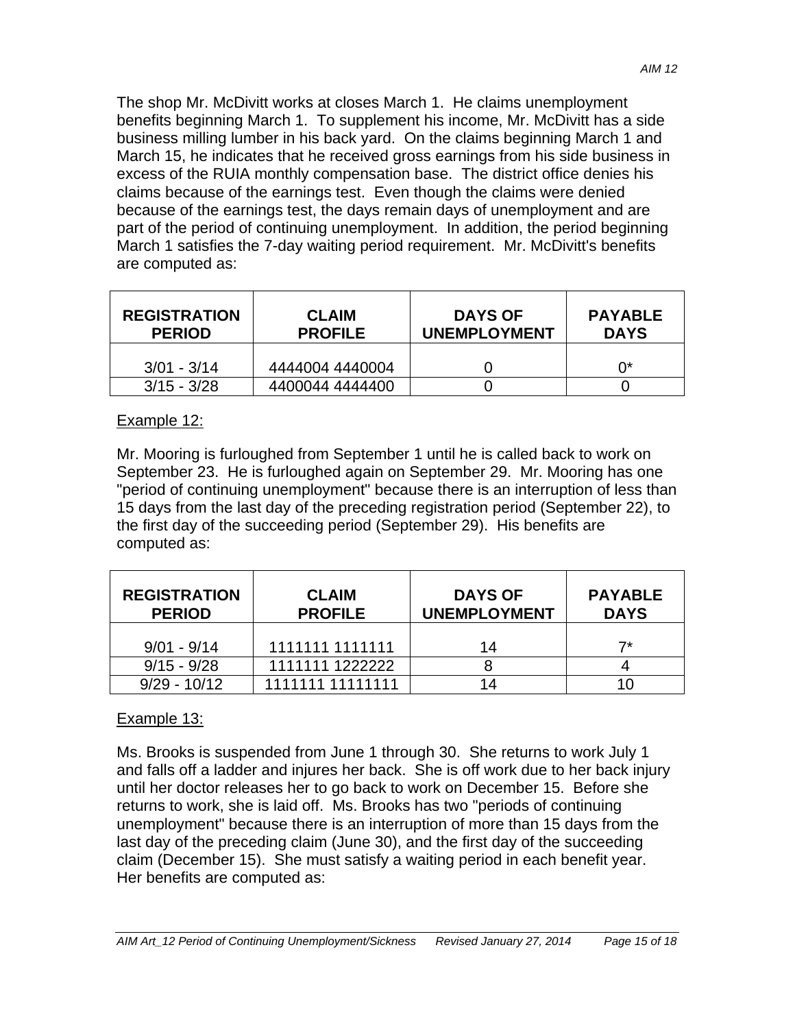The shop Mr. McDivitt works at closes March 1. He claims unemployment benefits beginning March 1. To supplement his income, Mr. McDivitt has a side business milling lumber in his back yard. On the claims beginning March 1 and March 15, he indicates that he received gross earnings from his side business in excess of the RUIA monthly compensation base. The district office denies his claims because of the earnings test. Even though the claims were denied because of the earnings test, the days remain days of unemployment and are part of the period of continuing unemployment. In addition, the period beginning March 1 satisfies the 7-day waiting period requirement. Mr. McDivitt's benefits are computed as:

| REGISTRATION PERIOD | CLAIM PROFILE | DAYS OF UNEMPLOYMENT | PAYABLE DAYS |
|---|---|---|---|
| 3/01 - 3/14 | 4444004 4440004 | 0 | 0* |
| 3/15 - 3/28 | 4400044 4444400 | 0 | 0 |

Example 12:

Mr. Mooring is furloughed from September 1 until he is called back to work on September 23. He is furloughed again on September 29. Mr. Mooring has one "period of continuing unemployment" because there is an interruption of less than 15 days from the last day of the preceding registration period (September 22), to the first day of the succeeding period (September 29). His benefits are computed as:

| REGISTRATION PERIOD | CLAIM PROFILE | DAYS OF UNEMPLOYMENT | PAYABLE DAYS |
|---|---|---|---|
| 9/01 - 9/14 | 1111111 1111111 | 14 | 7* |
| 9/15 - 9/28 | 1111111 1222222 | 8 | 4 |
| 9/29 - 10/12 | 1111111 11111111 | 14 | 10 |

Example 13:

Ms. Brooks is suspended from June 1 through 30. She returns to work July 1 and falls off a ladder and injures her back. She is off work due to her back injury until her doctor releases her to go back to work on December 15. Before she returns to work, she is laid off. Ms. Brooks has two "periods of continuing unemployment" because there is an interruption of more than 15 days from the last day of the preceding claim (June 30), and the first day of the succeeding claim (December 15). She must satisfy a waiting period in each benefit year. Her benefits are computed as: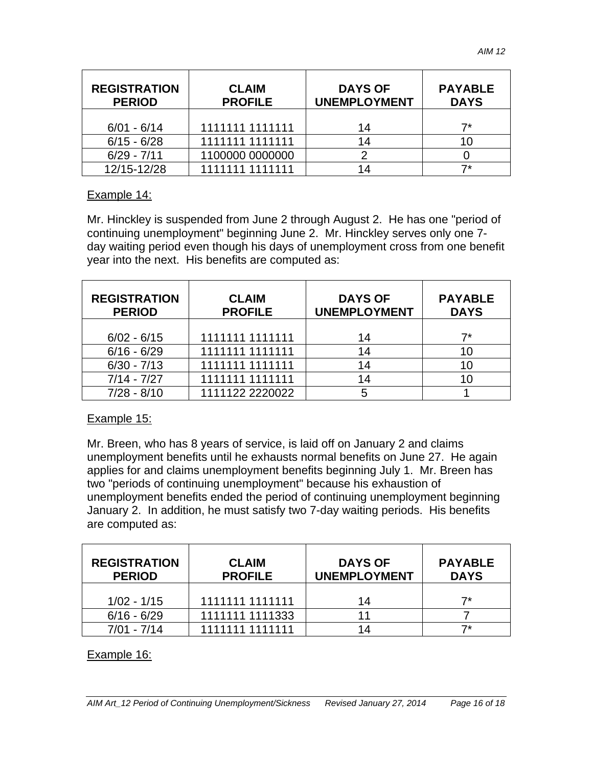| REGISTRATION PERIOD | CLAIM PROFILE | DAYS OF UNEMPLOYMENT | PAYABLE DAYS |
|---|---|---|---|
| 6/01 - 6/14 | 1111111 1111111 | 14 | 7* |
| 6/15 - 6/28 | 1111111 1111111 | 14 | 10 |
| 6/29 - 7/11 | 1100000 0000000 | 2 | 0 |
| 12/15-12/28 | 1111111 1111111 | 14 | 7* |

Example 14:

Mr. Hinckley is suspended from June 2 through August 2. He has one "period of continuing unemployment" beginning June 2. Mr. Hinckley serves only one 7-day waiting period even though his days of unemployment cross from one benefit year into the next. His benefits are computed as:

| REGISTRATION PERIOD | CLAIM PROFILE | DAYS OF UNEMPLOYMENT | PAYABLE DAYS |
|---|---|---|---|
| 6/02 - 6/15 | 1111111 1111111 | 14 | 7* |
| 6/16 - 6/29 | 1111111 1111111 | 14 | 10 |
| 6/30 - 7/13 | 1111111 1111111 | 14 | 10 |
| 7/14 - 7/27 | 1111111 1111111 | 14 | 10 |
| 7/28 - 8/10 | 1111122 2220022 | 5 | 1 |

Example 15:

Mr. Breen, who has 8 years of service, is laid off on January 2 and claims unemployment benefits until he exhausts normal benefits on June 27. He again applies for and claims unemployment benefits beginning July 1. Mr. Breen has two "periods of continuing unemployment" because his exhaustion of unemployment benefits ended the period of continuing unemployment beginning January 2. In addition, he must satisfy two 7-day waiting periods. His benefits are computed as:

| REGISTRATION PERIOD | CLAIM PROFILE | DAYS OF UNEMPLOYMENT | PAYABLE DAYS |
|---|---|---|---|
| 1/02 - 1/15 | 1111111 1111111 | 14 | 7* |
| 6/16 - 6/29 | 1111111 1111333 | 11 | 7 |
| 7/01 - 7/14 | 1111111 1111111 | 14 | 7* |

Example 16: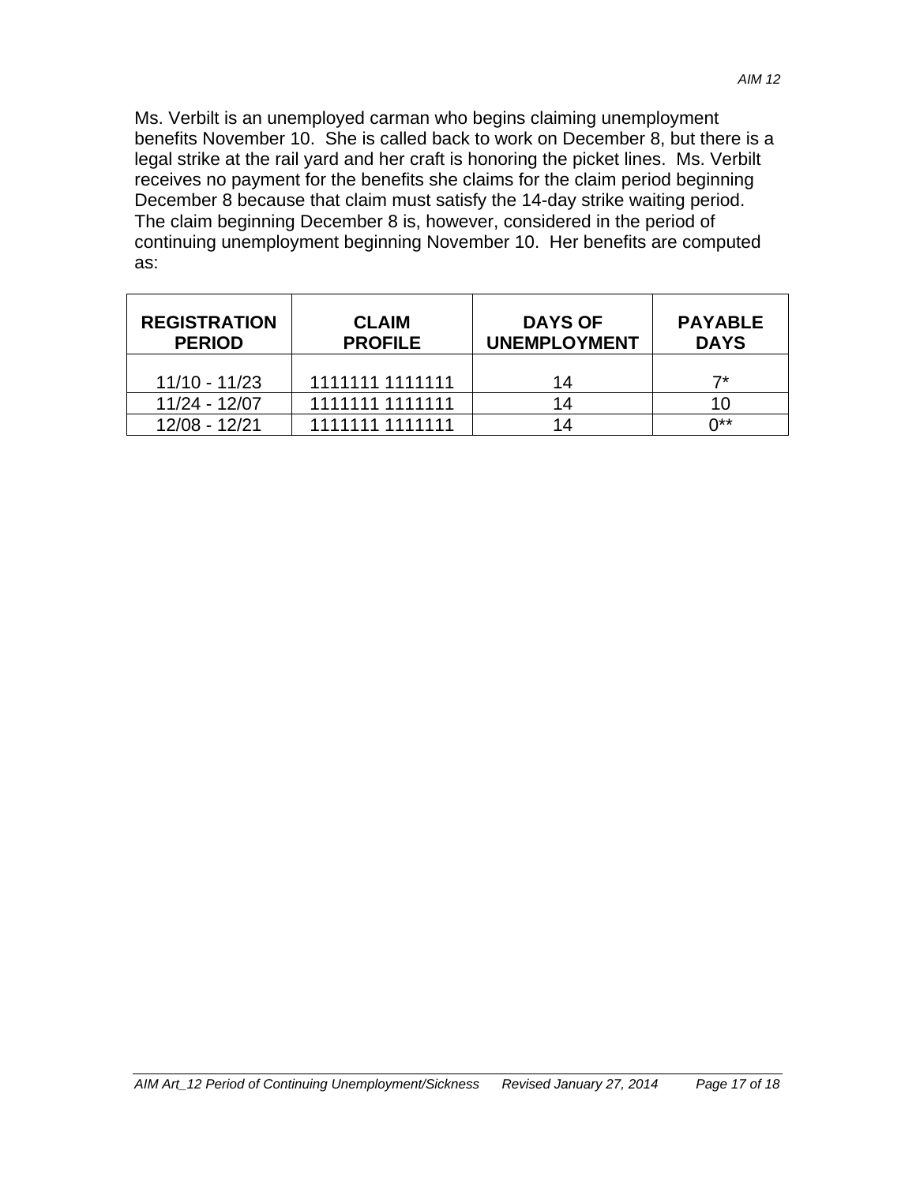Ms. Verbilt is an unemployed carman who begins claiming unemployment benefits November 10. She is called back to work on December 8, but there is a legal strike at the rail yard and her craft is honoring the picket lines. Ms. Verbilt receives no payment for the benefits she claims for the claim period beginning December 8 because that claim must satisfy the 14-day strike waiting period. The claim beginning December 8 is, however, considered in the period of continuing unemployment beginning November 10. Her benefits are computed as:

| REGISTRATION PERIOD | CLAIM PROFILE | DAYS OF UNEMPLOYMENT | PAYABLE DAYS |
|---|---|---|---|
| 11/10 - 11/23 | 1111111 1111111 | 14 | 7* |
| 11/24 - 12/07 | 1111111 1111111 | 14 | 10 |
| 12/08 - 12/21 | 1111111 1111111 | 14 | 0** |